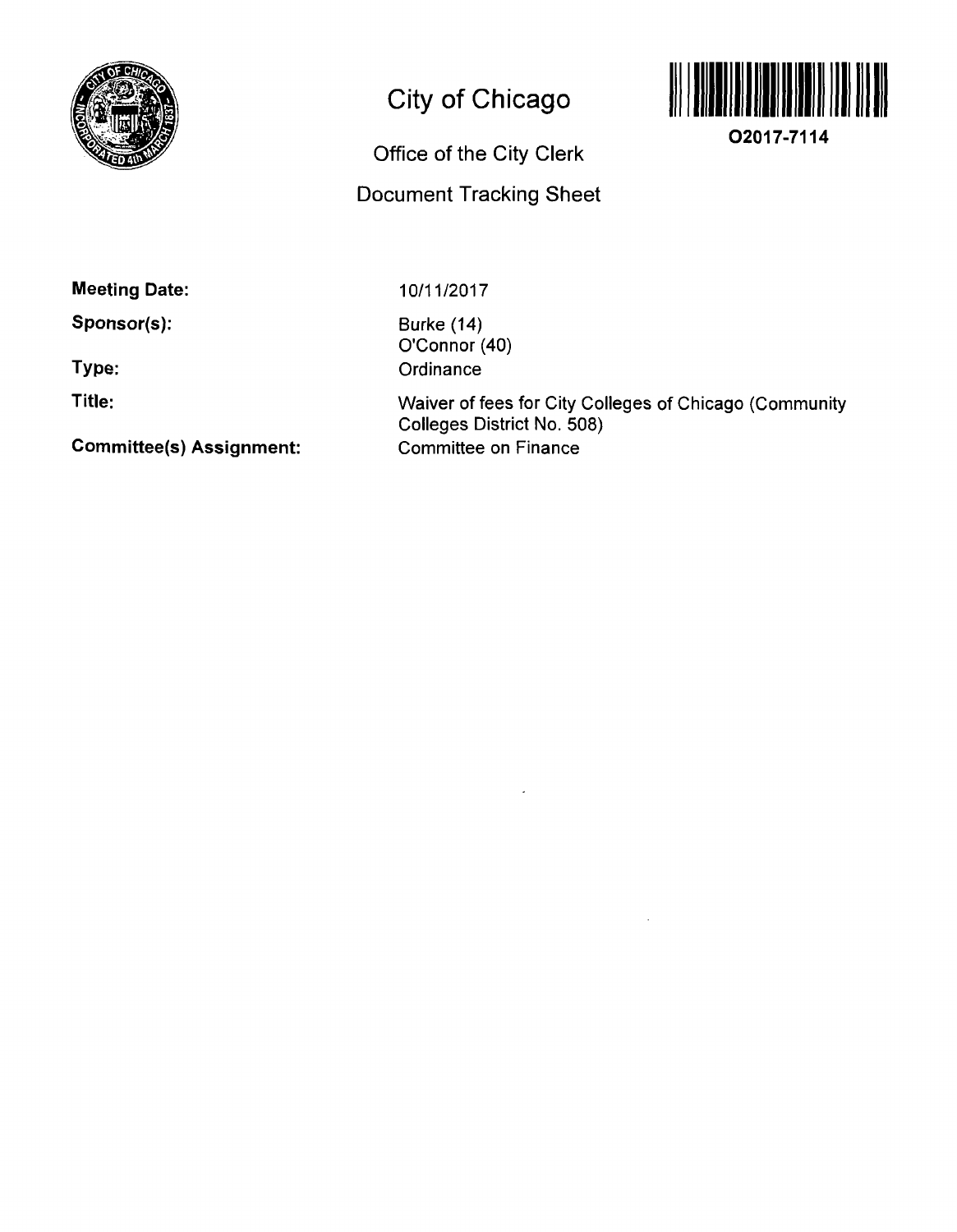# City of Chicago

## Office of the City Clerk

## Document Tracking Sheet

O2017-7114

**Meeting Date:** 10/11/2017

**Sponsor(s):** Burke (14)
O'Connor (40)

**Type:** Ordinance

**Title:** Waiver of fees for City Colleges of Chicago (Community Colleges District No. 508)

**Committee(s) Assignment:** Committee on Finance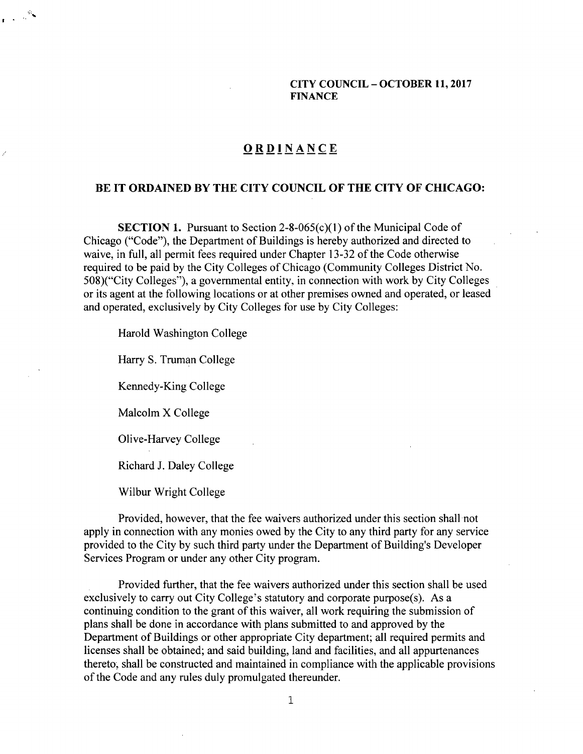**CITY COUNCIL – OCTOBER 11, 2017**
**FINANCE**

# ORDINANCE

## BE IT ORDAINED BY THE CITY COUNCIL OF THE CITY OF CHICAGO:

**SECTION 1.** Pursuant to Section 2-8-065(c)(1) of the Municipal Code of Chicago ("Code"), the Department of Buildings is hereby authorized and directed to waive, in full, all permit fees required under Chapter 13-32 of the Code otherwise required to be paid by the City Colleges of Chicago (Community Colleges District No. 508)("City Colleges"), a governmental entity, in connection with work by City Colleges or its agent at the following locations or at other premises owned and operated, or leased and operated, exclusively by City Colleges for use by City Colleges:

Harold Washington College

Harry S. Truman College

Kennedy-King College

Malcolm X College

Olive-Harvey College

Richard J. Daley College

Wilbur Wright College

Provided, however, that the fee waivers authorized under this section shall not apply in connection with any monies owed by the City to any third party for any service provided to the City by such third party under the Department of Building's Developer Services Program or under any other City program.

Provided further, that the fee waivers authorized under this section shall be used exclusively to carry out City College's statutory and corporate purpose(s). As a continuing condition to the grant of this waiver, all work requiring the submission of plans shall be done in accordance with plans submitted to and approved by the Department of Buildings or other appropriate City department; all required permits and licenses shall be obtained; and said building, land and facilities, and all appurtenances thereto, shall be constructed and maintained in compliance with the applicable provisions of the Code and any rules duly promulgated thereunder.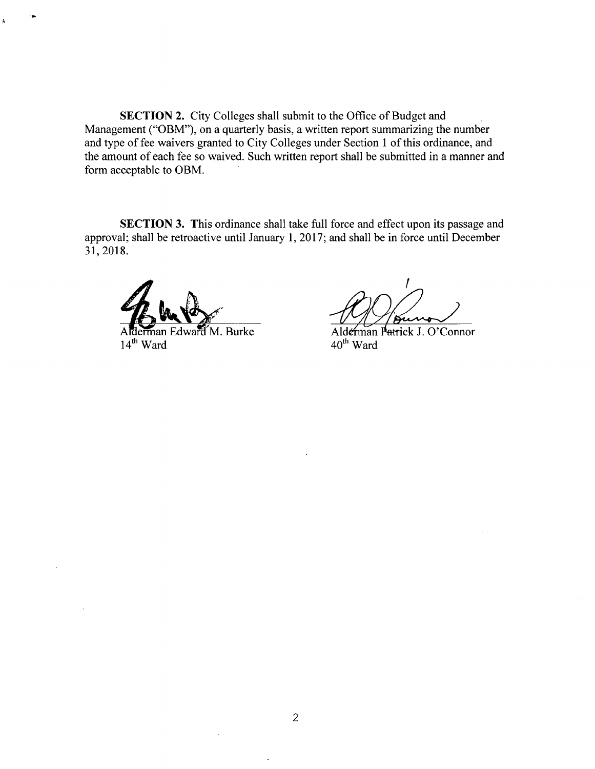**SECTION 2.** City Colleges shall submit to the Office of Budget and Management ("OBM"), on a quarterly basis, a written report summarizing the number and type of fee waivers granted to City Colleges under Section 1 of this ordinance, and the amount of each fee so waived. Such written report shall be submitted in a manner and form acceptable to OBM.

**SECTION 3.** This ordinance shall take full force and effect upon its passage and approval; shall be retroactive until January 1, 2017; and shall be in force until December 31, 2018.

Alderman Edward M. Burke
14th Ward

Alderman Patrick J. O'Connor
40th Ward